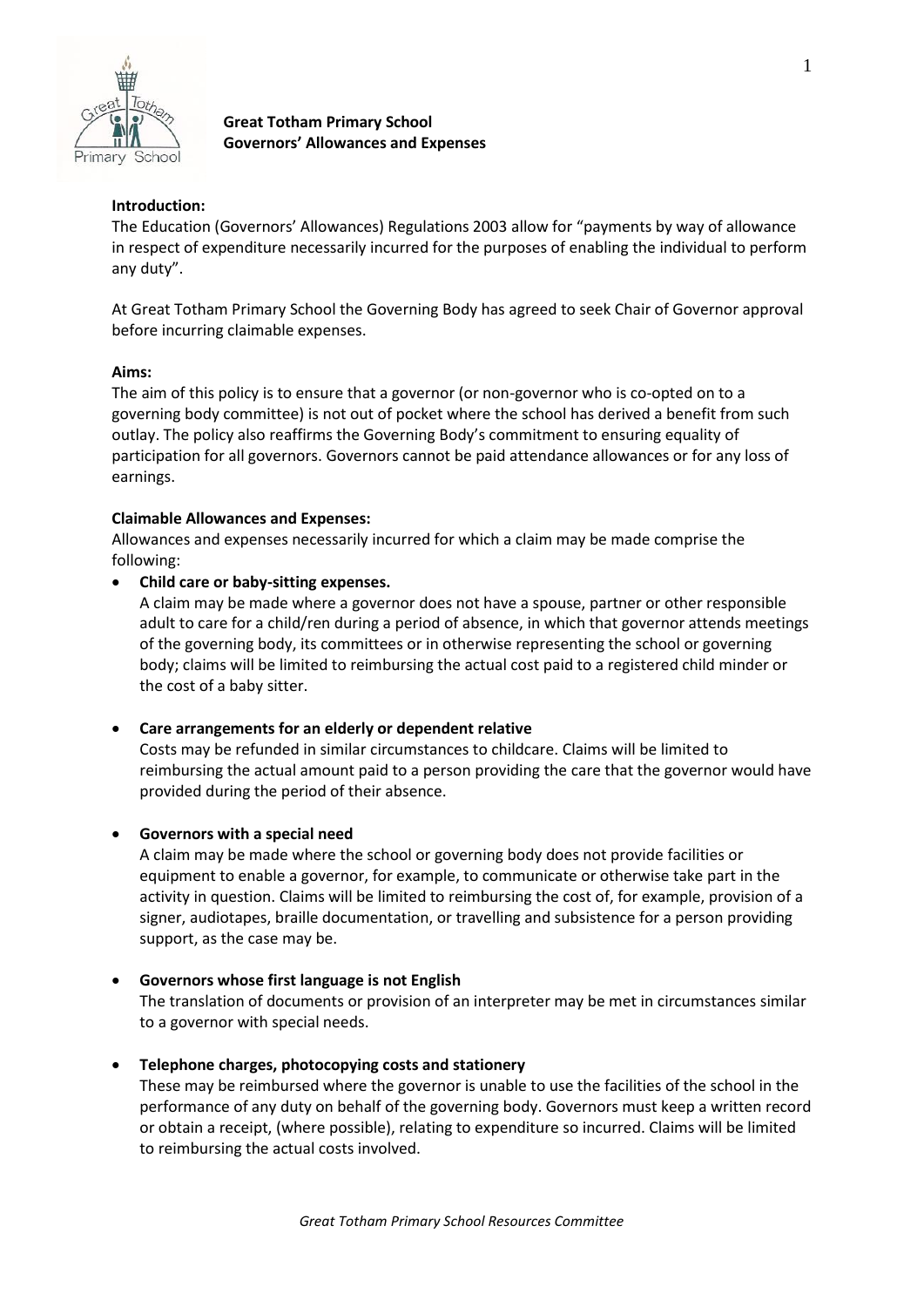**Great Totham Primary School**
**Governors' Allowances and Expenses**

**Introduction:**

The Education (Governors' Allowances) Regulations 2003 allow for "payments by way of allowance in respect of expenditure necessarily incurred for the purposes of enabling the individual to perform any duty".

At Great Totham Primary School the Governing Body has agreed to seek Chair of Governor approval before incurring claimable expenses.

**Aims:**

The aim of this policy is to ensure that a governor (or non-governor who is co-opted on to a governing body committee) is not out of pocket where the school has derived a benefit from such outlay. The policy also reaffirms the Governing Body's commitment to ensuring equality of participation for all governors. Governors cannot be paid attendance allowances or for any loss of earnings.

**Claimable Allowances and Expenses:**

Allowances and expenses necessarily incurred for which a claim may be made comprise the following:

- **Child care or baby-sitting expenses.**
  A claim may be made where a governor does not have a spouse, partner or other responsible adult to care for a child/ren during a period of absence, in which that governor attends meetings of the governing body, its committees or in otherwise representing the school or governing body; claims will be limited to reimbursing the actual cost paid to a registered child minder or the cost of a baby sitter.

- **Care arrangements for an elderly or dependent relative**
  Costs may be refunded in similar circumstances to childcare. Claims will be limited to reimbursing the actual amount paid to a person providing the care that the governor would have provided during the period of their absence.

- **Governors with a special need**
  A claim may be made where the school or governing body does not provide facilities or equipment to enable a governor, for example, to communicate or otherwise take part in the activity in question. Claims will be limited to reimbursing the cost of, for example, provision of a signer, audiotapes, braille documentation, or travelling and subsistence for a person providing support, as the case may be.

- **Governors whose first language is not English**
  The translation of documents or provision of an interpreter may be met in circumstances similar to a governor with special needs.

- **Telephone charges, photocopying costs and stationery**
  These may be reimbursed where the governor is unable to use the facilities of the school in the performance of any duty on behalf of the governing body. Governors must keep a written record or obtain a receipt, (where possible), relating to expenditure so incurred. Claims will be limited to reimbursing the actual costs involved.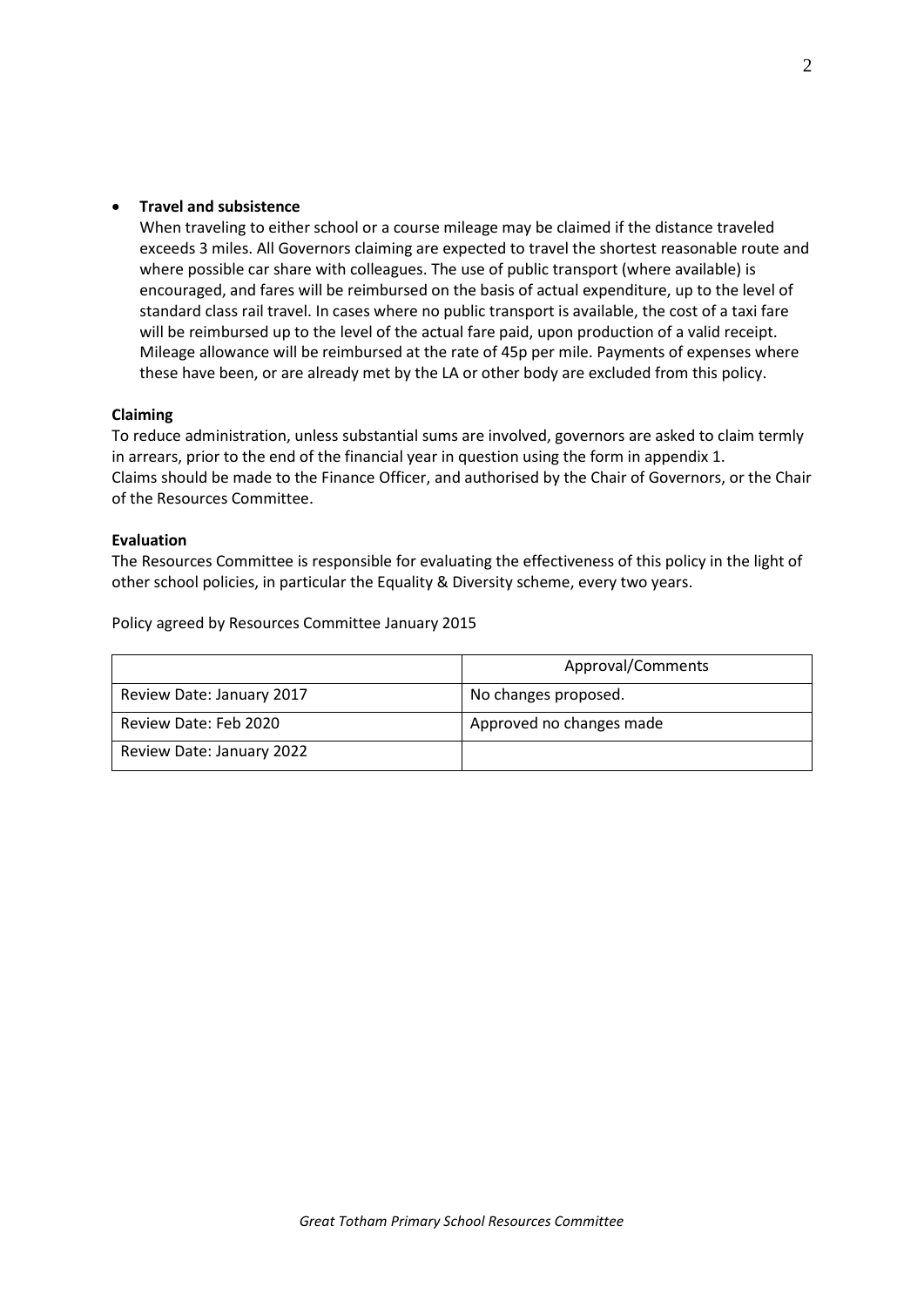- **Travel and subsistence**
  When traveling to either school or a course mileage may be claimed if the distance traveled exceeds 3 miles. All Governors claiming are expected to travel the shortest reasonable route and where possible car share with colleagues. The use of public transport (where available) is encouraged, and fares will be reimbursed on the basis of actual expenditure, up to the level of standard class rail travel. In cases where no public transport is available, the cost of a taxi fare will be reimbursed up to the level of the actual fare paid, upon production of a valid receipt. Mileage allowance will be reimbursed at the rate of 45p per mile. Payments of expenses where these have been, or are already met by the LA or other body are excluded from this policy.

**Claiming**

To reduce administration, unless substantial sums are involved, governors are asked to claim termly in arrears, prior to the end of the financial year in question using the form in appendix 1.
Claims should be made to the Finance Officer, and authorised by the Chair of Governors, or the Chair of the Resources Committee.

**Evaluation**

The Resources Committee is responsible for evaluating the effectiveness of this policy in the light of other school policies, in particular the Equality & Diversity scheme, every two years.

Policy agreed by Resources Committee January 2015

| | Approval/Comments |
|---|---|
| Review Date: January 2017 | No changes proposed. |
| Review Date: Feb 2020 | Approved no changes made |
| Review Date: January 2022 | |

*Great Totham Primary School Resources Committee*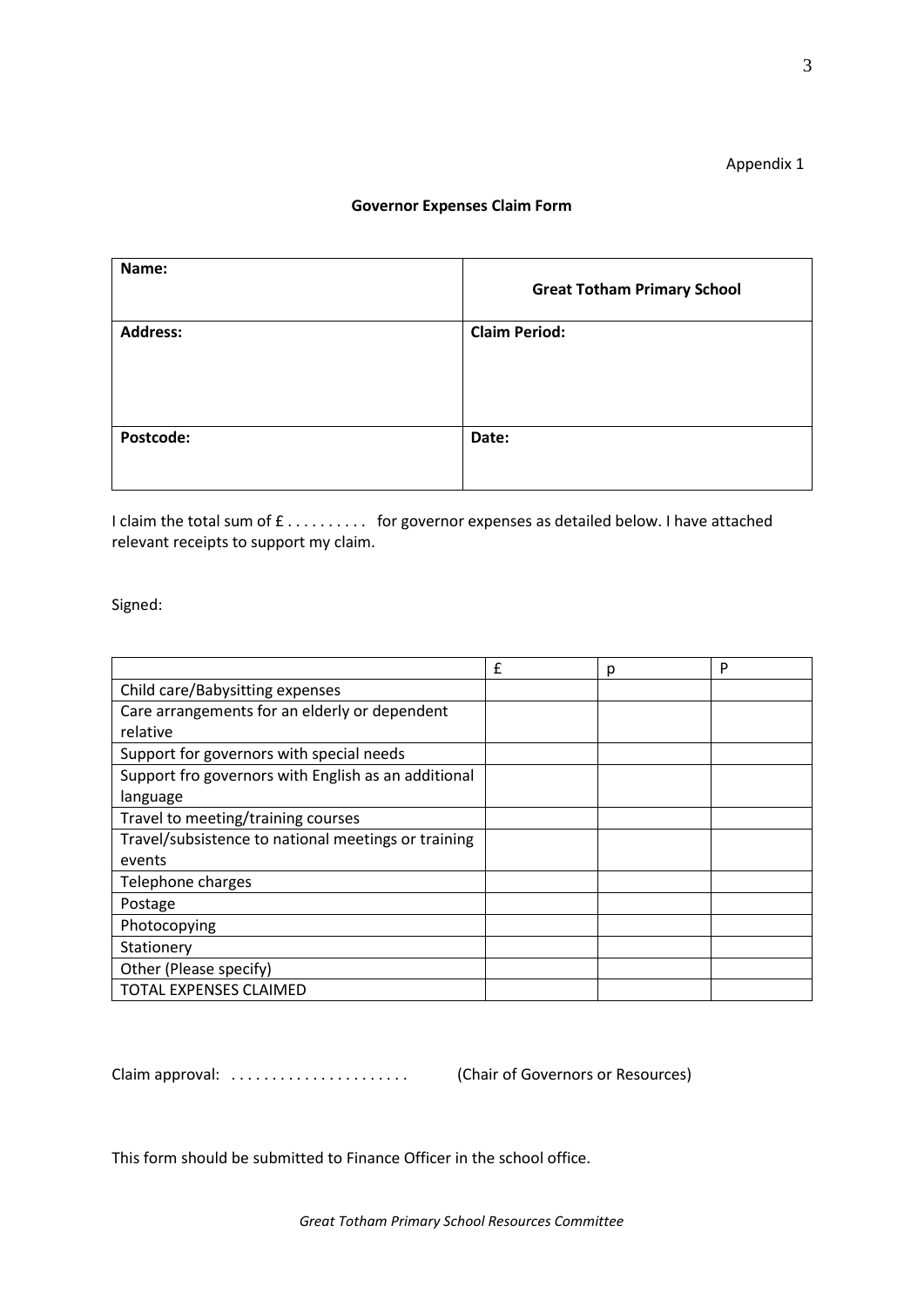Appendix 1

**Governor Expenses Claim Form**

| | |
|---|---|
| **Name:** | **Great Totham Primary School** |
| **Address:** | **Claim Period:** |
| **Postcode:** | **Date:** |

I claim the total sum of £ . . . . . . . . . . for governor expenses as detailed below. I have attached relevant receipts to support my claim.

Signed:

| | £ | p | P |
|---|---|---|---|
| Child care/Babysitting expenses | | | |
| Care arrangements for an elderly or dependent relative | | | |
| Support for governors with special needs | | | |
| Support fro governors with English as an additional language | | | |
| Travel to meeting/training courses | | | |
| Travel/subsistence to national meetings or training events | | | |
| Telephone charges | | | |
| Postage | | | |
| Photocopying | | | |
| Stationery | | | |
| Other (Please specify) | | | |
| TOTAL EXPENSES CLAIMED | | | |

Claim approval: . . . . . . . . . . . . . . . . . . . . . . (Chair of Governors or Resources)

This form should be submitted to Finance Officer in the school office.